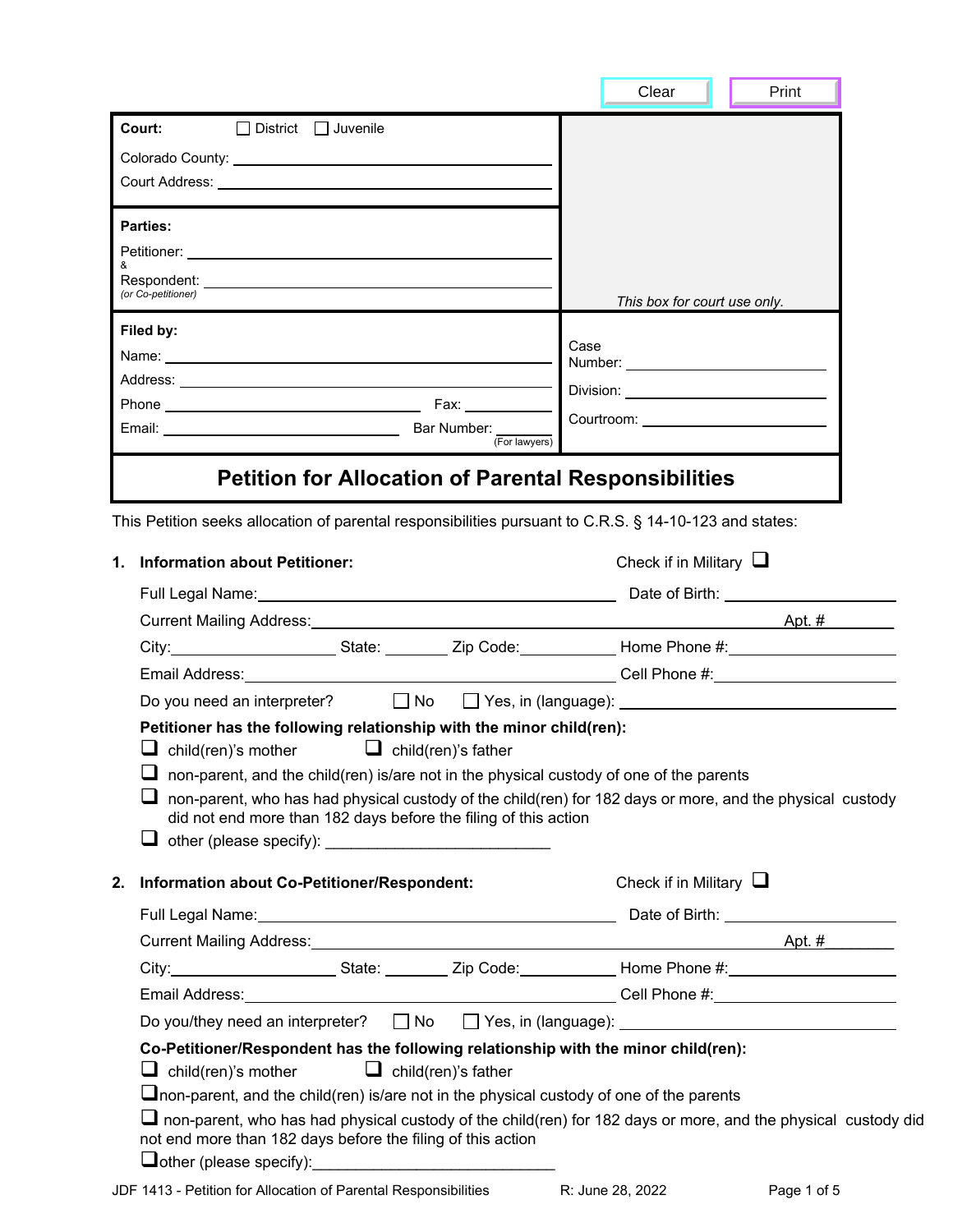Clear | Print

| | |
|---|---|
| **Court:** ☐ District ☐ Juvenile<br>Colorado County: \_\_\_\_\_\_\_\_\_\_<br>Court Address: \_\_\_\_\_\_\_\_\_\_ | |
| **Parties:**<br>Petitioner: \_\_\_\_\_\_\_\_\_\_<br>&<br>Respondent: \_\_\_\_\_\_\_\_\_\_<br>*(or Co-petitioner)* | *This box for court use only.* |
| **Filed by:**<br>Name: \_\_\_\_\_\_\_\_\_\_<br>Address: \_\_\_\_\_\_\_\_\_\_<br>Phone \_\_\_\_\_\_\_\_\_\_ Fax: \_\_\_\_\_\_\_\_\_\_<br>Email: \_\_\_\_\_\_\_\_\_\_ Bar Number: \_\_\_\_\_\_\_\_\_\_ (For lawyers) | Case Number: \_\_\_\_\_\_\_\_\_\_<br>Division: \_\_\_\_\_\_\_\_\_\_<br>Courtroom: \_\_\_\_\_\_\_\_\_\_ |

# Petition for Allocation of Parental Responsibilities

This Petition seeks allocation of parental responsibilities pursuant to C.R.S. § 14-10-123 and states:

**1. Information about Petitioner:** Check if in Military ☐

Full Legal Name: \_\_\_\_\_\_\_\_\_\_ Date of Birth: \_\_\_\_\_\_\_\_\_\_

Current Mailing Address: \_\_\_\_\_\_\_\_\_\_ Apt. # \_\_\_\_\_\_\_\_\_\_

City: \_\_\_\_\_\_\_\_\_\_ State: \_\_\_\_\_\_\_\_\_\_ Zip Code: \_\_\_\_\_\_\_\_\_\_ Home Phone #: \_\_\_\_\_\_\_\_\_\_

Email Address: \_\_\_\_\_\_\_\_\_\_ Cell Phone #: \_\_\_\_\_\_\_\_\_\_

Do you need an interpreter? ☐ No ☐ Yes, in (language): \_\_\_\_\_\_\_\_\_\_

**Petitioner has the following relationship with the minor child(ren):**

☐ child(ren)'s mother ☐ child(ren)'s father

☐ non-parent, and the child(ren) is/are not in the physical custody of one of the parents

☐ non-parent, who has had physical custody of the child(ren) for 182 days or more, and the physical custody did not end more than 182 days before the filing of this action

☐ other (please specify): \_\_\_\_\_\_\_\_\_\_

**2. Information about Co-Petitioner/Respondent:** Check if in Military ☐

Full Legal Name: \_\_\_\_\_\_\_\_\_\_ Date of Birth: \_\_\_\_\_\_\_\_\_\_

Current Mailing Address: \_\_\_\_\_\_\_\_\_\_ Apt. # \_\_\_\_\_\_\_\_\_\_

City: \_\_\_\_\_\_\_\_\_\_ State: \_\_\_\_\_\_\_\_\_\_ Zip Code: \_\_\_\_\_\_\_\_\_\_ Home Phone #: \_\_\_\_\_\_\_\_\_\_

Email Address: \_\_\_\_\_\_\_\_\_\_ Cell Phone #: \_\_\_\_\_\_\_\_\_\_

Do you/they need an interpreter? ☐ No ☐ Yes, in (language): \_\_\_\_\_\_\_\_\_\_

**Co-Petitioner/Respondent has the following relationship with the minor child(ren):**

☐ child(ren)'s mother ☐ child(ren)'s father

☐ non-parent, and the child(ren) is/are not in the physical custody of one of the parents

☐ non-parent, who has had physical custody of the child(ren) for 182 days or more, and the physical custody did not end more than 182 days before the filing of this action

☐ other (please specify): \_\_\_\_\_\_\_\_\_\_

JDF 1413 - Petition for Allocation of Parental Responsibilities R: June 28, 2022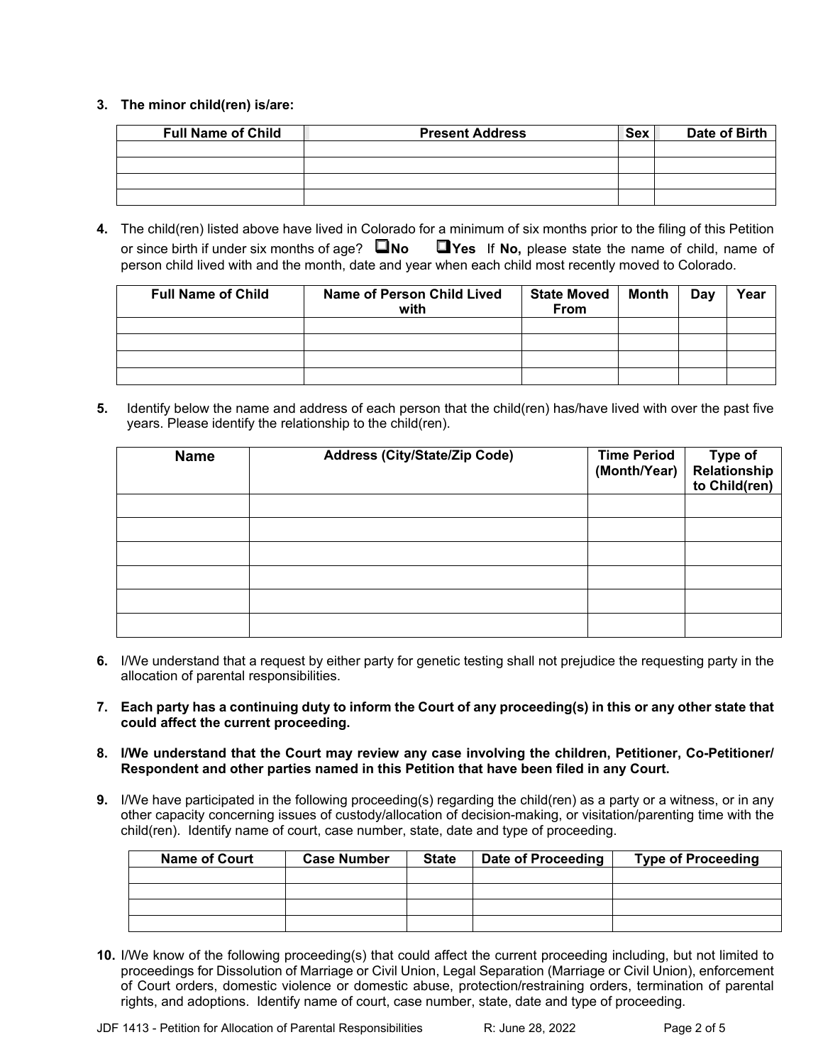**3. The minor child(ren) is/are:**

| Full Name of Child | Present Address | Sex | Date of Birth |
|---|---|---|---|
| | | | |
| | | | |
| | | | |
| | | | |

**4.** The child(ren) listed above have lived in Colorado for a minimum of six months prior to the filing of this Petition or since birth if under six months of age? ❑**No** ❑**Yes** If **No,** please state the name of child, name of person child lived with and the month, date and year when each child most recently moved to Colorado.

| Full Name of Child | Name of Person Child Lived with | State Moved From | Month | Day | Year |
|---|---|---|---|---|---|
| | | | | | |
| | | | | | |
| | | | | | |
| | | | | | |

**5.** Identify below the name and address of each person that the child(ren) has/have lived with over the past five years. Please identify the relationship to the child(ren).

| Name | Address (City/State/Zip Code) | Time Period (Month/Year) | Type of Relationship to Child(ren) |
|---|---|---|---|
| | | | |
| | | | |
| | | | |
| | | | |
| | | | |
| | | | |

**6.** I/We understand that a request by either party for genetic testing shall not prejudice the requesting party in the allocation of parental responsibilities.

**7. Each party has a continuing duty to inform the Court of any proceeding(s) in this or any other state that could affect the current proceeding.**

**8. I/We understand that the Court may review any case involving the children, Petitioner, Co-Petitioner/ Respondent and other parties named in this Petition that have been filed in any Court.**

**9.** I/We have participated in the following proceeding(s) regarding the child(ren) as a party or a witness, or in any other capacity concerning issues of custody/allocation of decision-making, or visitation/parenting time with the child(ren). Identify name of court, case number, state, date and type of proceeding.

| Name of Court | Case Number | State | Date of Proceeding | Type of Proceeding |
|---|---|---|---|---|
| | | | | |
| | | | | |
| | | | | |
| | | | | |

**10.** I/We know of the following proceeding(s) that could affect the current proceeding including, but not limited to proceedings for Dissolution of Marriage or Civil Union, Legal Separation (Marriage or Civil Union), enforcement of Court orders, domestic violence or domestic abuse, protection/restraining orders, termination of parental rights, and adoptions. Identify name of court, case number, state, date and type of proceeding.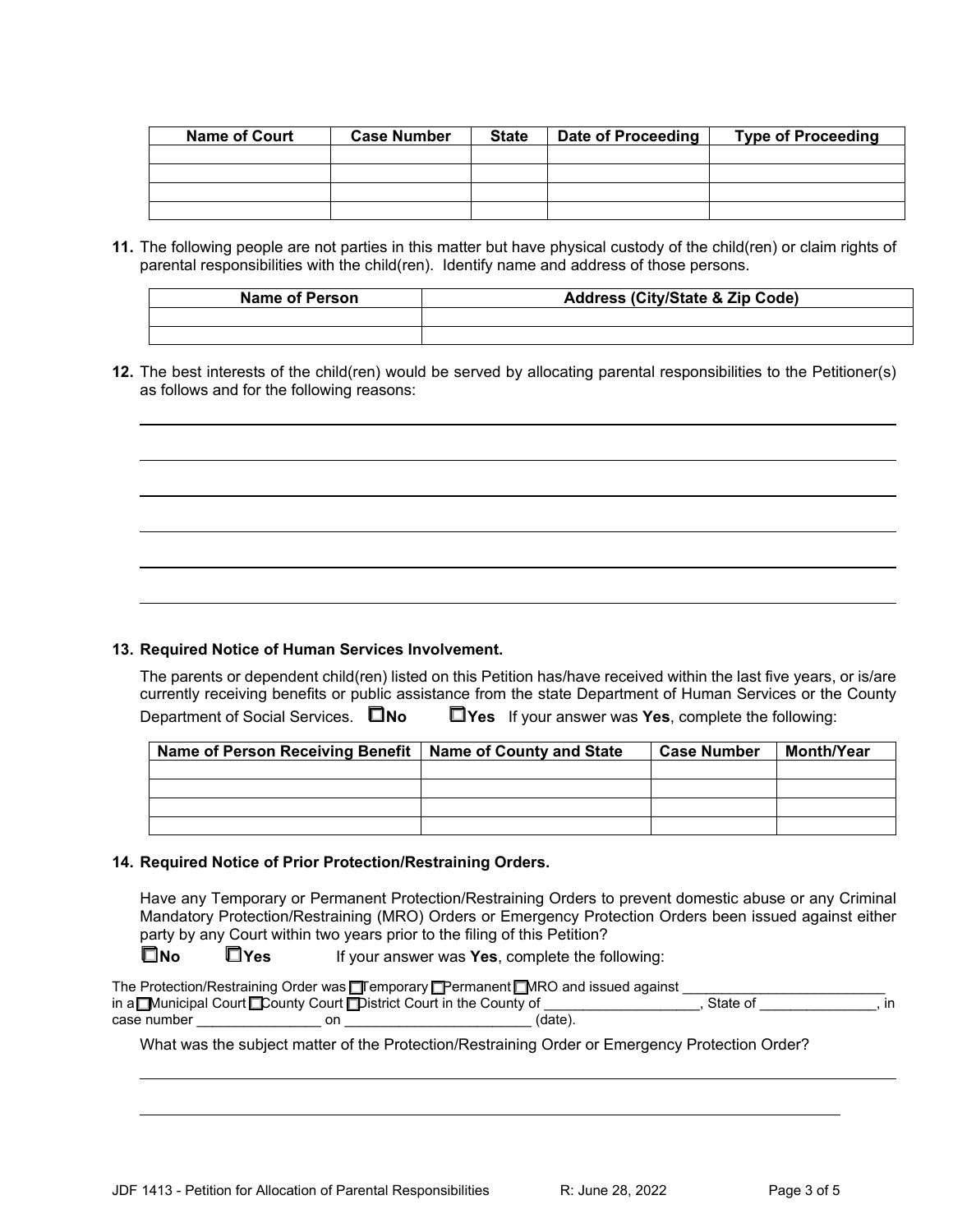| Name of Court | Case Number | State | Date of Proceeding | Type of Proceeding |
|---|---|---|---|---|
| | | | | |
| | | | | |
| | | | | |
| | | | | |

**11.** The following people are not parties in this matter but have physical custody of the child(ren) or claim rights of parental responsibilities with the child(ren). Identify name and address of those persons.

| Name of Person | Address (City/State & Zip Code) |
|---|---|
| | |
| | |

**12.** The best interests of the child(ren) would be served by allocating parental responsibilities to the Petitioner(s) as follows and for the following reasons:

______________________________________________________________________________

______________________________________________________________________________

______________________________________________________________________________

______________________________________________________________________________

______________________________________________________________________________

______________________________________________________________________________

**13. Required Notice of Human Services Involvement.**

The parents or dependent child(ren) listed on this Petition has/have received within the last five years, or is/are currently receiving benefits or public assistance from the state Department of Human Services or the County Department of Social Services. ☐ **No** ☐ **Yes** If your answer was **Yes**, complete the following:

| Name of Person Receiving Benefit | Name of County and State | Case Number | Month/Year |
|---|---|---|---|
| | | | |
| | | | |
| | | | |
| | | | |

**14. Required Notice of Prior Protection/Restraining Orders.**

Have any Temporary or Permanent Protection/Restraining Orders to prevent domestic abuse or any Criminal Mandatory Protection/Restraining (MRO) Orders or Emergency Protection Orders been issued against either party by any Court within two years prior to the filing of this Petition?

☐ **No** ☐ **Yes** If your answer was **Yes**, complete the following:

The Protection/Restraining Order was ☐ Temporary ☐ Permanent ☐ MRO and issued against __________________________ in a ☐ Municipal Court ☐ County Court ☐ District Court in the County of ____________________, State of _______________, in case number ________________ on ________________________ (date).

What was the subject matter of the Protection/Restraining Order or Emergency Protection Order?

______________________________________________________________________________

______________________________________________________________________________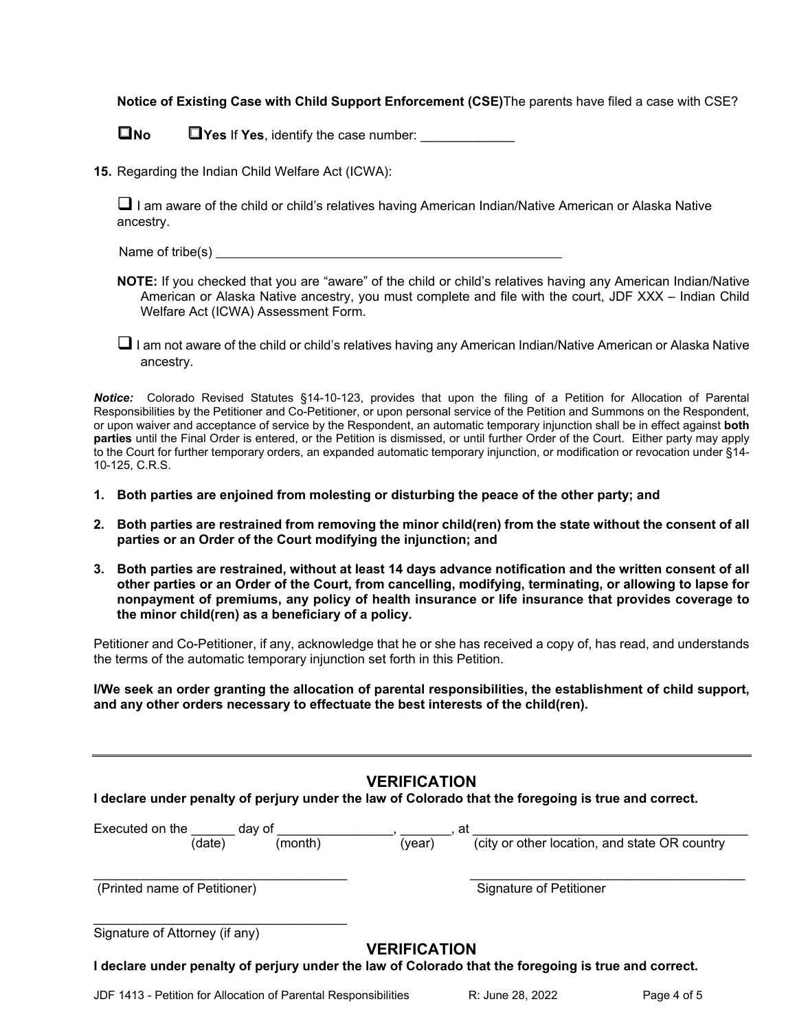**Notice of Existing Case with Child Support Enforcement (CSE)** The parents have filed a case with CSE?

☐ **No** ☐ **Yes** If **Yes**, identify the case number: _____________

**15.** Regarding the Indian Child Welfare Act (ICWA):

☐ I am aware of the child or child's relatives having American Indian/Native American or Alaska Native ancestry.

Name of tribe(s) _______________________________________________

**NOTE:** If you checked that you are "aware" of the child or child's relatives having any American Indian/Native American or Alaska Native ancestry, you must complete and file with the court, JDF XXX – Indian Child Welfare Act (ICWA) Assessment Form.

☐ I am not aware of the child or child's relatives having any American Indian/Native American or Alaska Native ancestry.

***Notice:*** Colorado Revised Statutes §14-10-123, provides that upon the filing of a Petition for Allocation of Parental Responsibilities by the Petitioner and Co-Petitioner, or upon personal service of the Petition and Summons on the Respondent, or upon waiver and acceptance of service by the Respondent, an automatic temporary injunction shall be in effect against **both parties** until the Final Order is entered, or the Petition is dismissed, or until further Order of the Court. Either party may apply to the Court for further temporary orders, an expanded automatic temporary injunction, or modification or revocation under §14-10-125, C.R.S.

1. **Both parties are enjoined from molesting or disturbing the peace of the other party; and**
2. **Both parties are restrained from removing the minor child(ren) from the state without the consent of all parties or an Order of the Court modifying the injunction; and**
3. **Both parties are restrained, without at least 14 days advance notification and the written consent of all other parties or an Order of the Court, from cancelling, modifying, terminating, or allowing to lapse for nonpayment of premiums, any policy of health insurance or life insurance that provides coverage to the minor child(ren) as a beneficiary of a policy.**

Petitioner and Co-Petitioner, if any, acknowledge that he or she has received a copy of, has read, and understands the terms of the automatic temporary injunction set forth in this Petition.

**I/We seek an order granting the allocation of parental responsibilities, the establishment of child support, and any other orders necessary to effectuate the best interests of the child(ren).**

---

## VERIFICATION

**I declare under penalty of perjury under the law of Colorado that the foregoing is true and correct.**

Executed on the ______ day of ________________, _______, at ______________________________________
(date) (month) (year) (city or other location, and state OR country

____________________________________ ________________________________________
(Printed name of Petitioner) Signature of Petitioner

____________________________________
Signature of Attorney (if any)

## VERIFICATION

**I declare under penalty of perjury under the law of Colorado that the foregoing is true and correct.**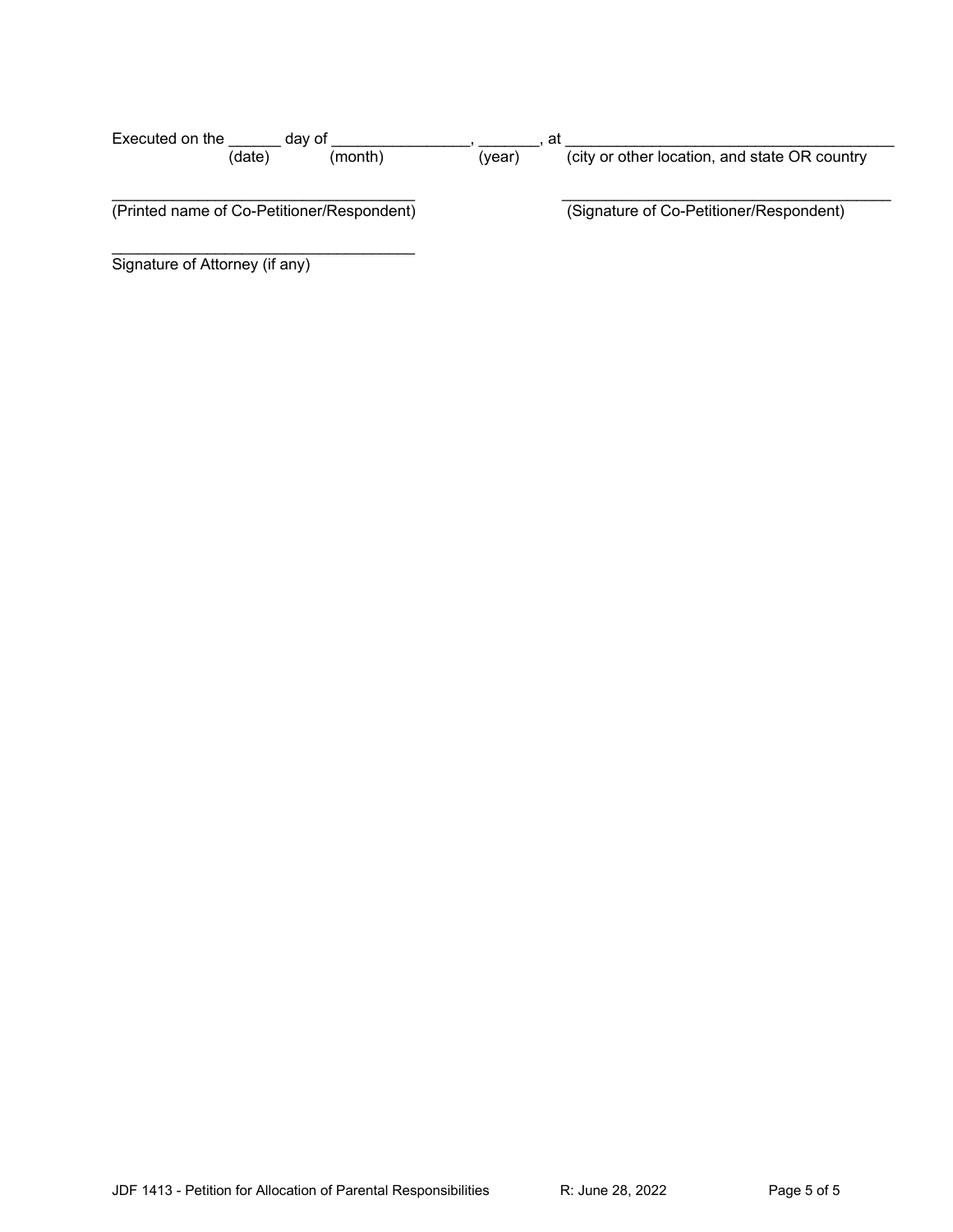Executed on the ______ day of ________________, _______, at _______________________________________
(date) (month) (year) (city or other location, and state OR country

_____________________________________
(Printed name of Co-Petitioner/Respondent)

_____________________________________
(Signature of Co-Petitioner/Respondent)

_____________________________________
Signature of Attorney (if any)